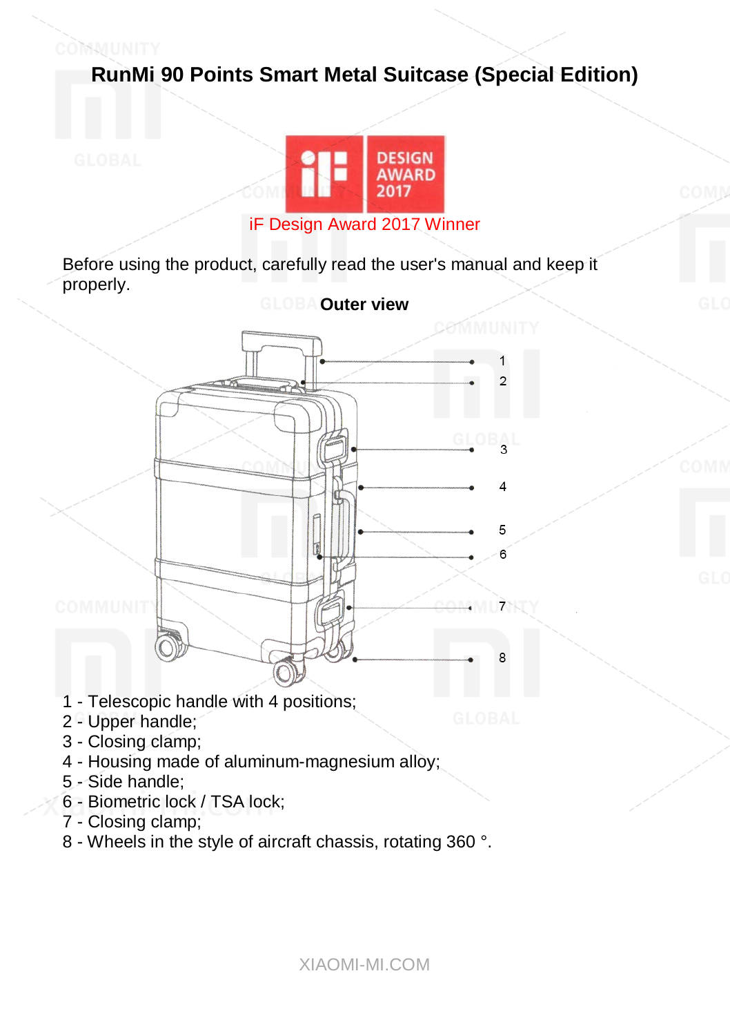# RunMi 90 Points Smart Metal Suitcase (Special Edition)

iF Design Award 2017 Winner

Before using the product, carefully read the user's manual and keep it properly.

**Outer view**

1 - Telescopic handle with 4 positions;
2 - Upper handle;
3 - Closing clamp;
4 - Housing made of aluminum-magnesium alloy;
5 - Side handle;
6 - Biometric lock / TSA lock;
7 - Closing clamp;
8 - Wheels in the style of aircraft chassis, rotating 360 °.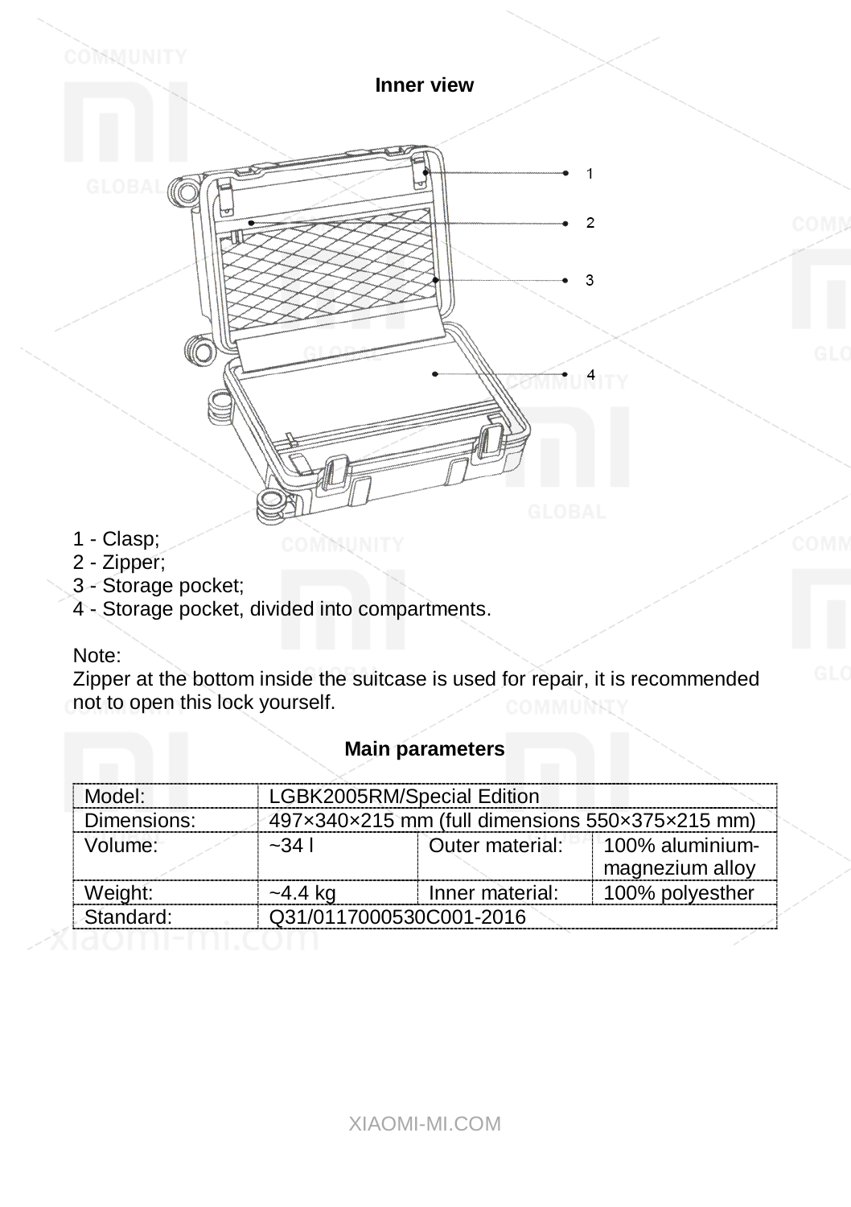## Inner view

1 - Clasp;
2 - Zipper;
3 - Storage pocket;
4 - Storage pocket, divided into compartments.

Note:
Zipper at the bottom inside the suitcase is used for repair, it is recommended not to open this lock yourself.

## Main parameters

| Model: | LGBK2005RM/Special Edition | | |
|---|---|---|---|
| Dimensions: | 497×340×215 mm (full dimensions 550×375×215 mm) | | |
| Volume: | ~34 l | Outer material: | 100% aluminium-magnezium alloy |
| Weight: | ~4.4 kg | Inner material: | 100% polyesther |
| Standard: | Q31/0117000530C001-2016 | | |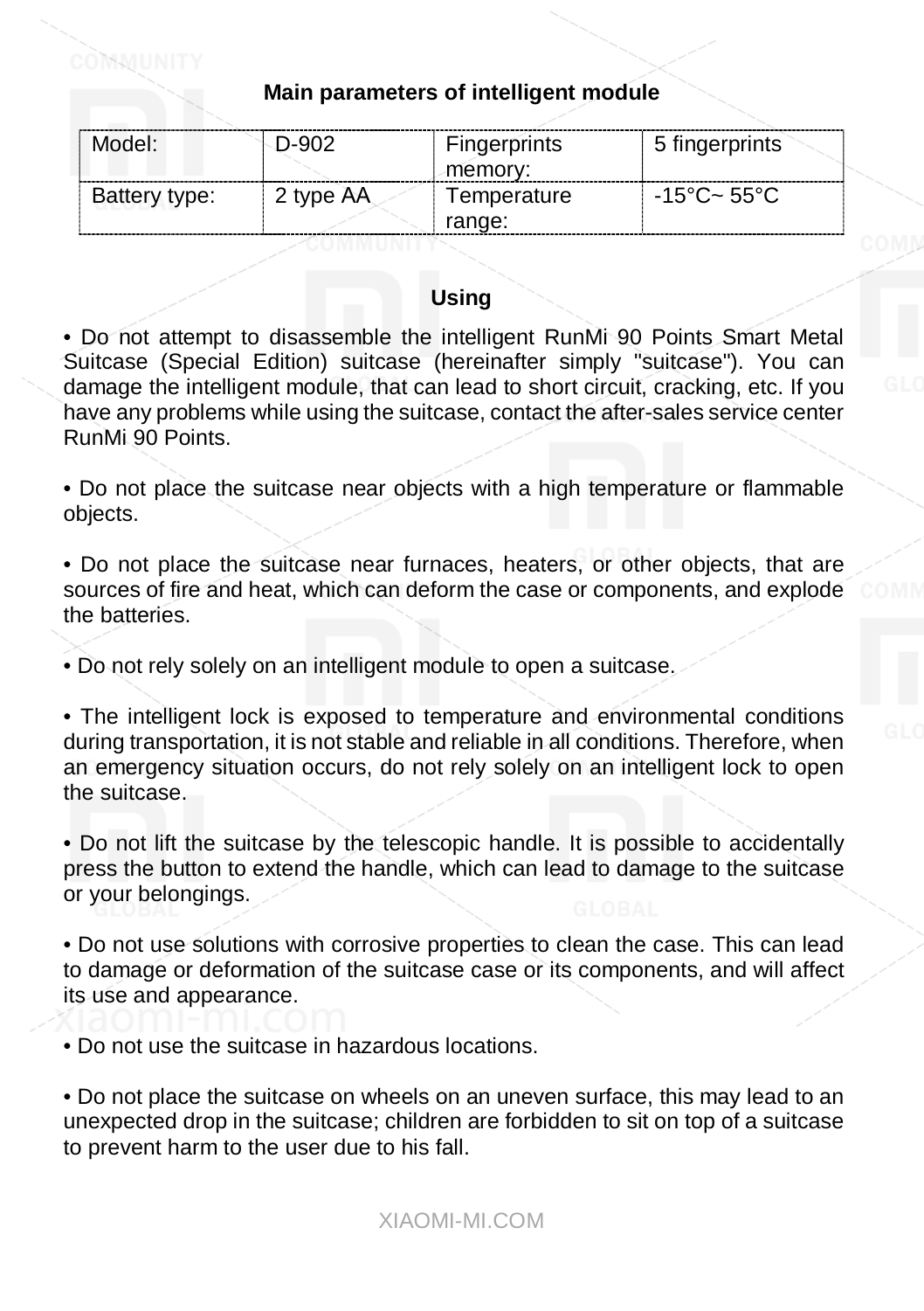## Main parameters of intelligent module

| Model: | D-902 | Fingerprints memory: | 5 fingerprints |
|---|---|---|---|
| Battery type: | 2 type AA | Temperature range: | -15°C~ 55°C |

## Using

• Do not attempt to disassemble the intelligent RunMi 90 Points Smart Metal Suitcase (Special Edition) suitcase (hereinafter simply "suitcase"). You can damage the intelligent module, that can lead to short circuit, cracking, etc. If you have any problems while using the suitcase, contact the after-sales service center RunMi 90 Points.

• Do not place the suitcase near objects with a high temperature or flammable objects.

• Do not place the suitcase near furnaces, heaters, or other objects, that are sources of fire and heat, which can deform the case or components, and explode the batteries.

• Do not rely solely on an intelligent module to open a suitcase.

• The intelligent lock is exposed to temperature and environmental conditions during transportation, it is not stable and reliable in all conditions. Therefore, when an emergency situation occurs, do not rely solely on an intelligent lock to open the suitcase.

• Do not lift the suitcase by the telescopic handle. It is possible to accidentally press the button to extend the handle, which can lead to damage to the suitcase or your belongings.

• Do not use solutions with corrosive properties to clean the case. This can lead to damage or deformation of the suitcase case or its components, and will affect its use and appearance.

• Do not use the suitcase in hazardous locations.

• Do not place the suitcase on wheels on an uneven surface, this may lead to an unexpected drop in the suitcase; children are forbidden to sit on top of a suitcase to prevent harm to the user due to his fall.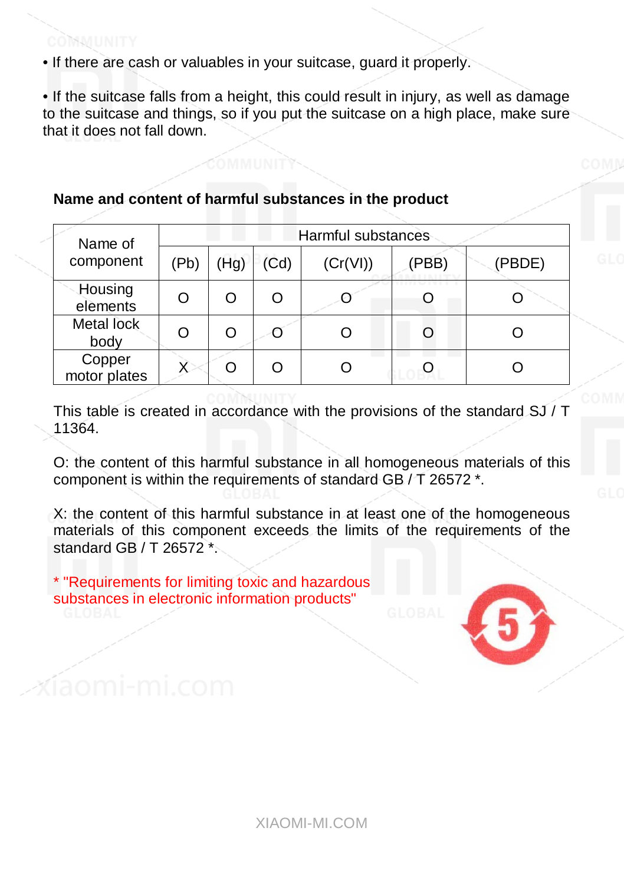- If there are cash or valuables in your suitcase, guard it properly.
- If the suitcase falls from a height, this could result in injury, as well as damage to the suitcase and things, so if you put the suitcase on a high place, make sure that it does not fall down.

**Name and content of harmful substances in the product**

| Name of component | Harmful substances | | | | | |
|---|---|---|---|---|---|---|
| | (Pb) | (Hg) | (Cd) | (Cr(VI)) | (PBB) | (PBDE) |
| Housing elements | O | O | O | O | O | O |
| Metal lock body | O | O | O | O | O | O |
| Copper motor plates | X | O | O | O | O | O |

This table is created in accordance with the provisions of the standard SJ / T 11364.

O: the content of this harmful substance in all homogeneous materials of this component is within the requirements of standard GB / T 26572 *.

X: the content of this harmful substance in at least one of the homogeneous materials of this component exceeds the limits of the requirements of the standard GB / T 26572 *.

* "Requirements for limiting toxic and hazardous substances in electronic information products"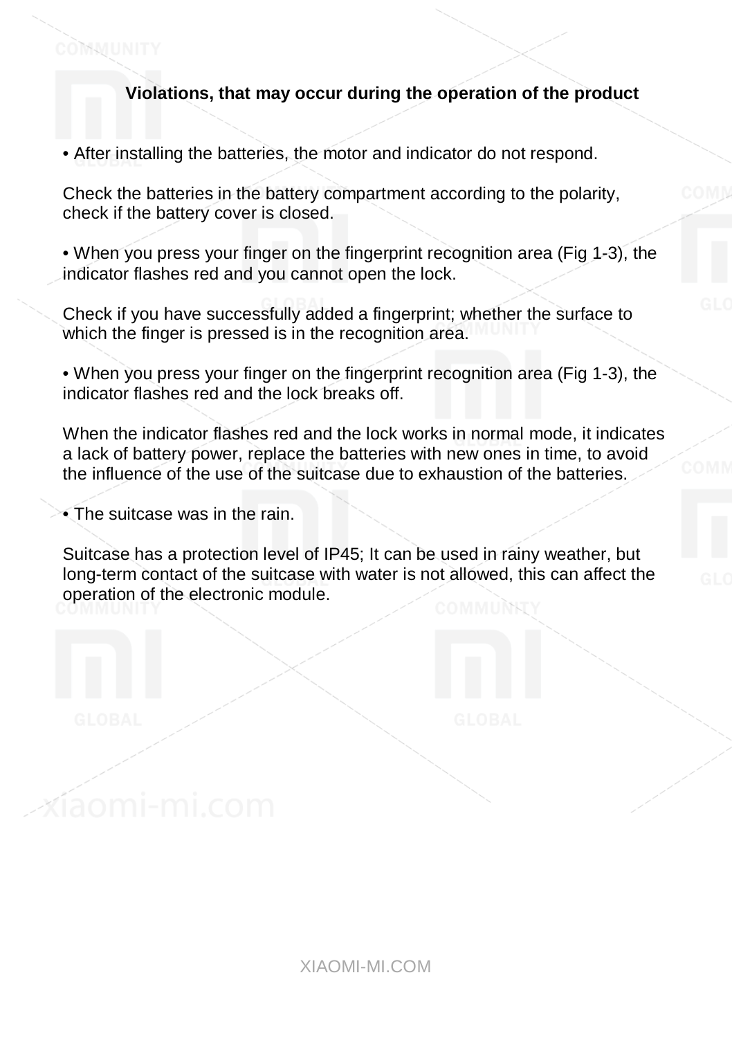## Violations, that may occur during the operation of the product

• After installing the batteries, the motor and indicator do not respond.

Check the batteries in the battery compartment according to the polarity, check if the battery cover is closed.

• When you press your finger on the fingerprint recognition area (Fig 1-3), the indicator flashes red and you cannot open the lock.

Check if you have successfully added a fingerprint; whether the surface to which the finger is pressed is in the recognition area.

• When you press your finger on the fingerprint recognition area (Fig 1-3), the indicator flashes red and the lock breaks off.

When the indicator flashes red and the lock works in normal mode, it indicates a lack of battery power, replace the batteries with new ones in time, to avoid the influence of the use of the suitcase due to exhaustion of the batteries.

• The suitcase was in the rain.

Suitcase has a protection level of IP45; It can be used in rainy weather, but long-term contact of the suitcase with water is not allowed, this can affect the operation of the electronic module.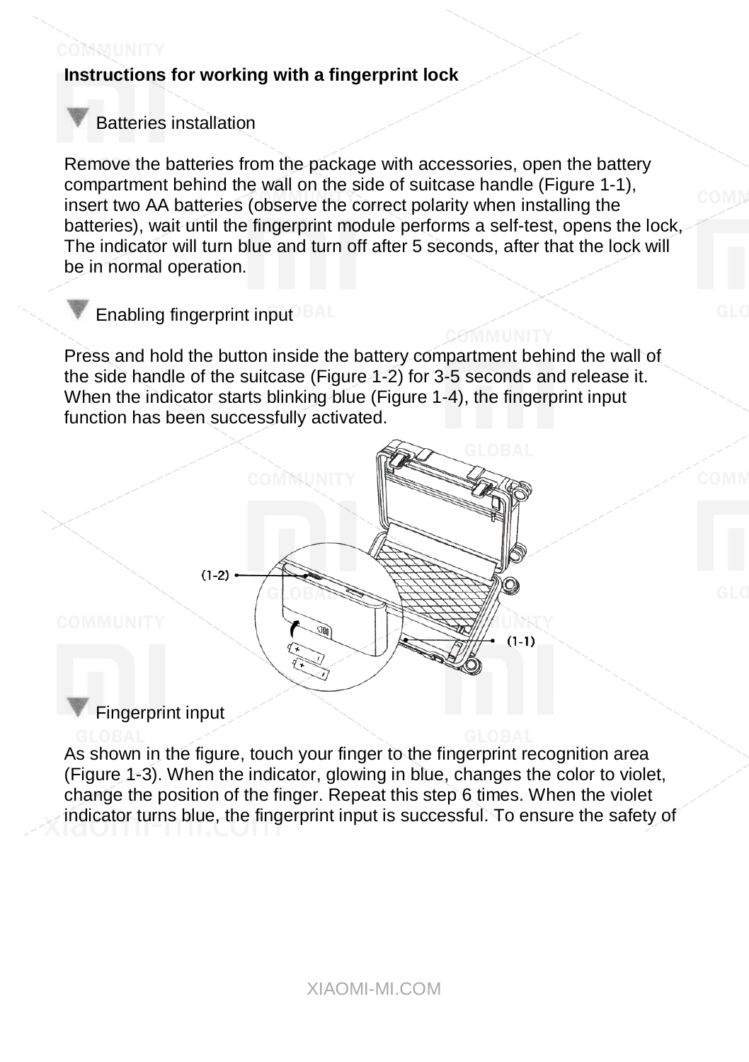**Instructions for working with a fingerprint lock**

### Batteries installation

Remove the batteries from the package with accessories, open the battery compartment behind the wall on the side of suitcase handle (Figure 1-1), insert two AA batteries (observe the correct polarity when installing the batteries), wait until the fingerprint module performs a self-test, opens the lock, The indicator will turn blue and turn off after 5 seconds, after that the lock will be in normal operation.

### Enabling fingerprint input

Press and hold the button inside the battery compartment behind the wall of the side handle of the suitcase (Figure 1-2) for 3-5 seconds and release it. When the indicator starts blinking blue (Figure 1-4), the fingerprint input function has been successfully activated.

(1-2)

(1-1)

### Fingerprint input

As shown in the figure, touch your finger to the fingerprint recognition area (Figure 1-3). When the indicator, glowing in blue, changes the color to violet, change the position of the finger. Repeat this step 6 times. When the violet indicator turns blue, the fingerprint input is successful. To ensure the safety of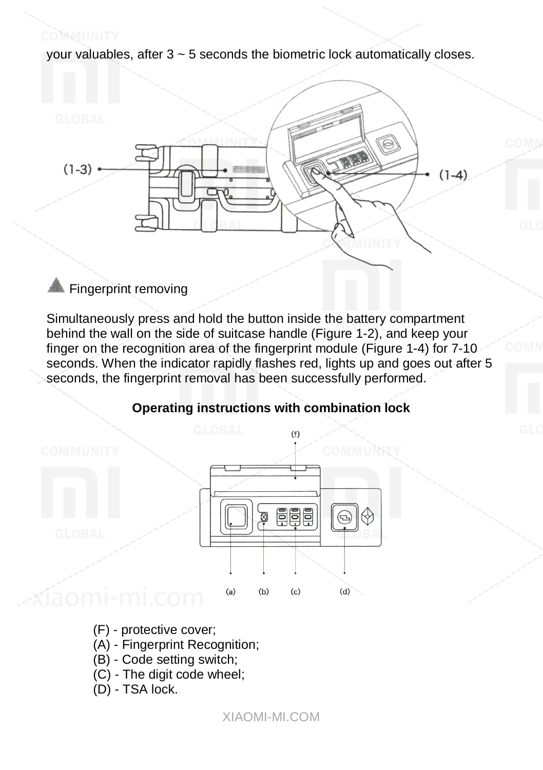your valuables, after 3 ~ 5 seconds the biometric lock automatically closes.

(1-3)

(1-4)

Fingerprint removing

Simultaneously press and hold the button inside the battery compartment behind the wall on the side of suitcase handle (Figure 1-2), and keep your finger on the recognition area of the fingerprint module (Figure 1-4) for 7-10 seconds. When the indicator rapidly flashes red, lights up and goes out after 5 seconds, the fingerprint removal has been successfully performed.

**Operating instructions with combination lock**

(f)

(a) (b) (c) (d)

(F) - protective cover;
(A) - Fingerprint Recognition;
(B) - Code setting switch;
(C) - The digit code wheel;
(D) - TSA lock.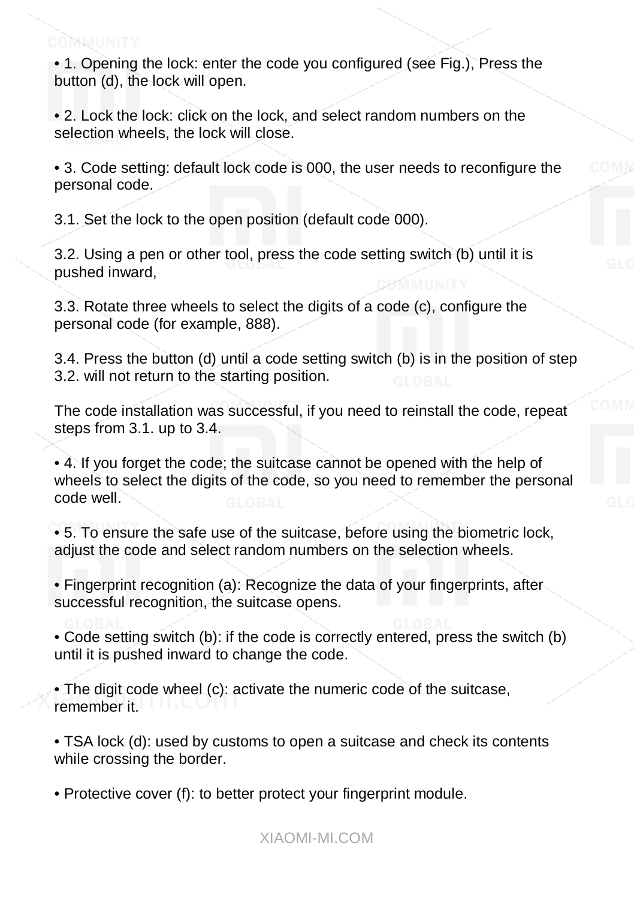• 1. Opening the lock: enter the code you configured (see Fig.), Press the button (d), the lock will open.

• 2. Lock the lock: click on the lock, and select random numbers on the selection wheels, the lock will close.

• 3. Code setting: default lock code is 000, the user needs to reconfigure the personal code.

3.1. Set the lock to the open position (default code 000).

3.2. Using a pen or other tool, press the code setting switch (b) until it is pushed inward,

3.3. Rotate three wheels to select the digits of a code (c), configure the personal code (for example, 888).

3.4. Press the button (d) until a code setting switch (b) is in the position of step 3.2. will not return to the starting position.

The code installation was successful, if you need to reinstall the code, repeat steps from 3.1. up to 3.4.

• 4. If you forget the code; the suitcase cannot be opened with the help of wheels to select the digits of the code, so you need to remember the personal code well.

• 5. To ensure the safe use of the suitcase, before using the biometric lock, adjust the code and select random numbers on the selection wheels.

• Fingerprint recognition (a): Recognize the data of your fingerprints, after successful recognition, the suitcase opens.

• Code setting switch (b): if the code is correctly entered, press the switch (b) until it is pushed inward to change the code.

• The digit code wheel (c): activate the numeric code of the suitcase, remember it.

• TSA lock (d): used by customs to open a suitcase and check its contents while crossing the border.

• Protective cover (f): to better protect your fingerprint module.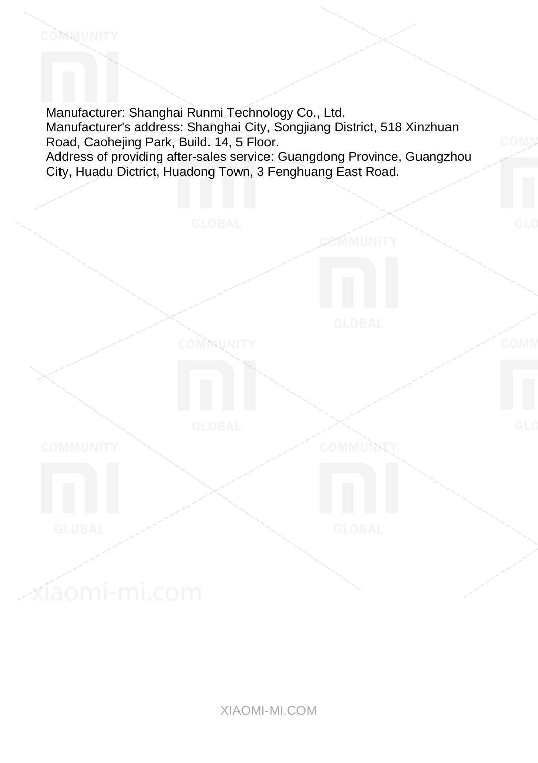Manufacturer: Shanghai Runmi Technology Co., Ltd.
Manufacturer's address: Shanghai City, Songjiang District, 518 Xinzhuan Road, Caohejing Park, Build. 14, 5 Floor.
Address of providing after-sales service: Guangdong Province, Guangzhou City, Huadu Dictrict, Huadong Town, 3 Fenghuang East Road.